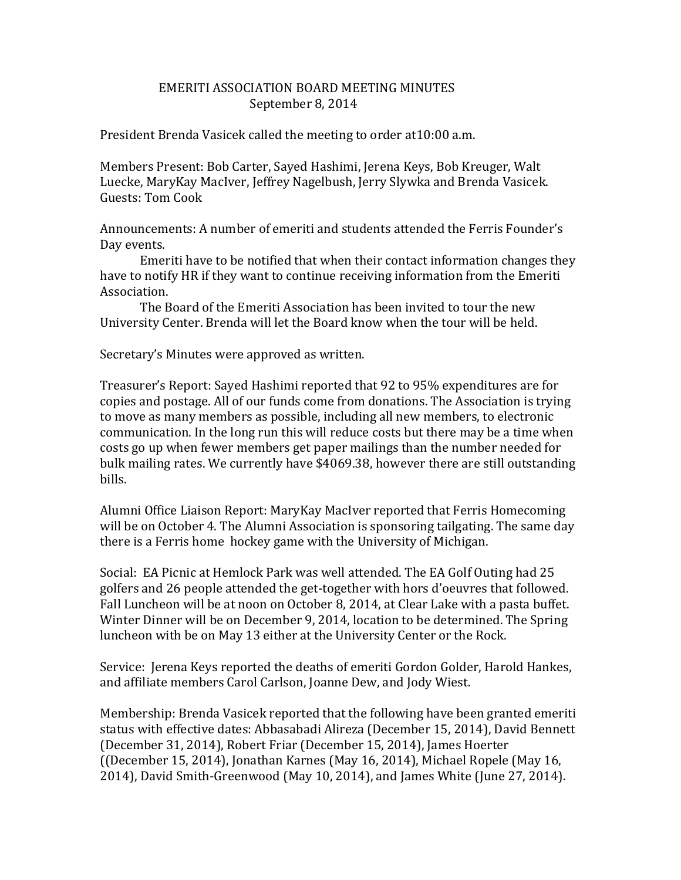# EMERITI ASSOCIATION BOARD MEETING MINUTES
September 8, 2014

President Brenda Vasicek called the meeting to order at10:00 a.m.

Members Present: Bob Carter, Sayed Hashimi, Jerena Keys, Bob Kreuger, Walt Luecke, MaryKay MacIver, Jeffrey Nagelbush, Jerry Slywka and Brenda Vasicek. Guests: Tom Cook

Announcements: A number of emeriti and students attended the Ferris Founder's Day events.

Emeriti have to be notified that when their contact information changes they have to notify HR if they want to continue receiving information from the Emeriti Association.

The Board of the Emeriti Association has been invited to tour the new University Center. Brenda will let the Board know when the tour will be held.

Secretary's Minutes were approved as written.

Treasurer's Report: Sayed Hashimi reported that 92 to 95% expenditures are for copies and postage. All of our funds come from donations. The Association is trying to move as many members as possible, including all new members, to electronic communication. In the long run this will reduce costs but there may be a time when costs go up when fewer members get paper mailings than the number needed for bulk mailing rates. We currently have $4069.38, however there are still outstanding bills.

Alumni Office Liaison Report: MaryKay MacIver reported that Ferris Homecoming will be on October 4. The Alumni Association is sponsoring tailgating. The same day there is a Ferris home hockey game with the University of Michigan.

Social: EA Picnic at Hemlock Park was well attended. The EA Golf Outing had 25 golfers and 26 people attended the get-together with hors d'oeuvres that followed. Fall Luncheon will be at noon on October 8, 2014, at Clear Lake with a pasta buffet. Winter Dinner will be on December 9, 2014, location to be determined. The Spring luncheon with be on May 13 either at the University Center or the Rock.

Service: Jerena Keys reported the deaths of emeriti Gordon Golder, Harold Hankes, and affiliate members Carol Carlson, Joanne Dew, and Jody Wiest.

Membership: Brenda Vasicek reported that the following have been granted emeriti status with effective dates: Abbasabadi Alireza (December 15, 2014), David Bennett (December 31, 2014), Robert Friar (December 15, 2014), James Hoerter ((December 15, 2014), Jonathan Karnes (May 16, 2014), Michael Ropele (May 16, 2014), David Smith-Greenwood (May 10, 2014), and James White (June 27, 2014).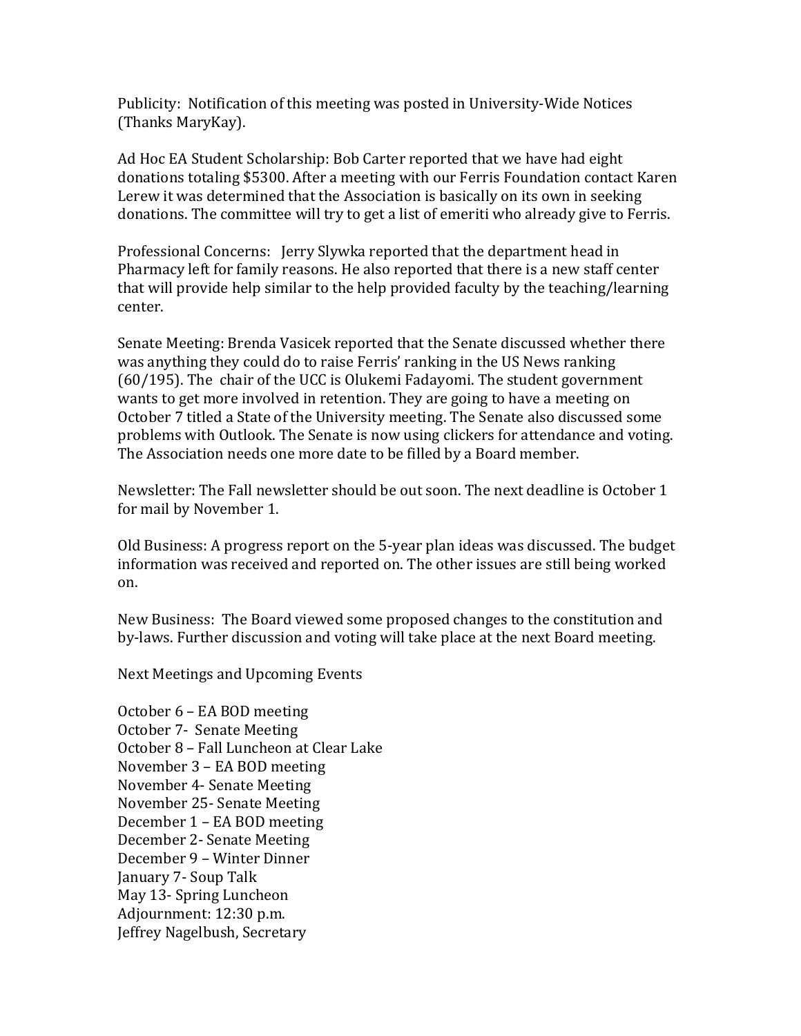Publicity: Notification of this meeting was posted in University-Wide Notices (Thanks MaryKay).

Ad Hoc EA Student Scholarship: Bob Carter reported that we have had eight donations totaling $5300. After a meeting with our Ferris Foundation contact Karen Lerew it was determined that the Association is basically on its own in seeking donations. The committee will try to get a list of emeriti who already give to Ferris.

Professional Concerns: Jerry Slywka reported that the department head in Pharmacy left for family reasons. He also reported that there is a new staff center that will provide help similar to the help provided faculty by the teaching/learning center.

Senate Meeting: Brenda Vasicek reported that the Senate discussed whether there was anything they could do to raise Ferris' ranking in the US News ranking (60/195). The chair of the UCC is Olukemi Fadayomi. The student government wants to get more involved in retention. They are going to have a meeting on October 7 titled a State of the University meeting. The Senate also discussed some problems with Outlook. The Senate is now using clickers for attendance and voting. The Association needs one more date to be filled by a Board member.

Newsletter: The Fall newsletter should be out soon. The next deadline is October 1 for mail by November 1.

Old Business: A progress report on the 5-year plan ideas was discussed. The budget information was received and reported on. The other issues are still being worked on.

New Business: The Board viewed some proposed changes to the constitution and by-laws. Further discussion and voting will take place at the next Board meeting.

Next Meetings and Upcoming Events

October 6 – EA BOD meeting
October 7- Senate Meeting
October 8 – Fall Luncheon at Clear Lake
November 3 – EA BOD meeting
November 4- Senate Meeting
November 25- Senate Meeting
December 1 – EA BOD meeting
December 2- Senate Meeting
December 9 – Winter Dinner
January 7- Soup Talk
May 13- Spring Luncheon
Adjournment: 12:30 p.m.
Jeffrey Nagelbush, Secretary